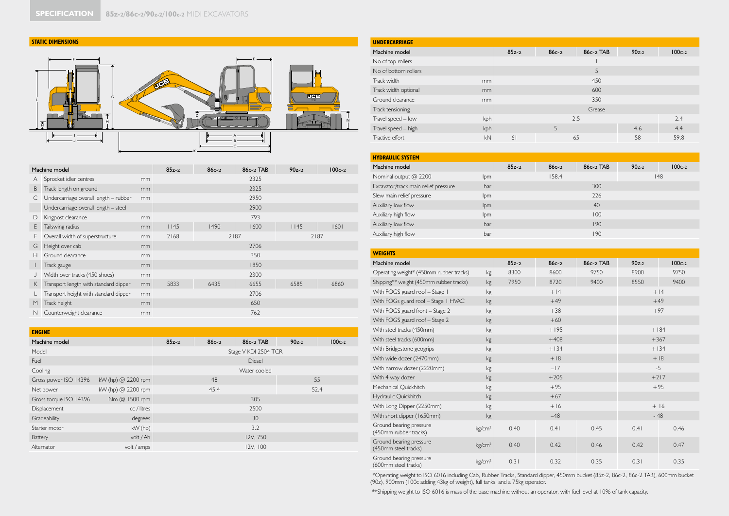## SPECIFICATION 85z-2/86c-2/90z-2/100c-2 MIDI EXCAVATORS

### STATIC DIMENSIONS

| | Machine model | | 85z-2 | 86c-2 | 86c-2 TAB | 90z-2 | 100c-2 |
|---|---|---|---|---|---|---|---|
| A | Sprocket idler centres | mm | | | 2325 | | |
| B | Track length on ground | mm | | | 2325 | | |
| C | Undercarriage overall length – rubber | mm | | | 2950 | | |
| | Undercarriage overall length – steel | | | | 2900 | | |
| D | Kingpost clearance | mm | | | 793 | | |
| E | Tailswing radius | mm | 1145 | 1490 | 1600 | 1145 | 1601 |
| F | Overall width of superstructure | mm | 2168 | 2187 | | 2187 | |
| G | Height over cab | mm | | | 2706 | | |
| H | Ground clearance | mm | | | 350 | | |
| I | Track gauge | mm | | | 1850 | | |
| J | Width over tracks (450 shoes) | mm | | | 2300 | | |
| K | Transport length with standard dipper | mm | 5833 | 6435 | 6655 | 6585 | 6860 |
| L | Transport height with standard dipper | mm | | | 2706 | | |
| M | Track height | mm | | | 650 | | |
| N | Counterweight clearance | mm | | | 762 | | |

### ENGINE

| Machine model | | 85z-2 | 86c-2 | 86c-2 TAB | 90z-2 | 100c-2 |
|---|---|---|---|---|---|---|
| Model | | | | Stage V KDI 2504 TCR | | |
| Fuel | | | | Diesel | | |
| Cooling | | | | Water cooled | | |
| Gross power ISO 14396 | kW (hp) @ 2200 rpm | | 48 | | 55 | |
| Net power | kW (hp) @ 2200 rpm | | 45.4 | | 52.4 | |
| Gross torque ISO 14396 | Nm @ 1500 rpm | | | 305 | | |
| Displacement | cc / litres | | | 2500 | | |
| Gradeability | degrees | | | 30 | | |
| Starter motor | kW (hp) | | | 3.2 | | |
| Battery | volt / Ah | | | 12V, 750 | | |
| Alternator | volt / amps | | | 12V, 100 | | |

### UNDERCARRIAGE

| Machine model | | 85z-2 | 86c-2 | 86c-2 TAB | 90z-2 | 100c-2 |
|---|---|---|---|---|---|---|
| No of top rollers | | | | 1 | | |
| No of bottom rollers | | | | 5 | | |
| Track width | mm | | | 450 | | |
| Track width optional | mm | | | 600 | | |
| Ground clearance | mm | | | 350 | | |
| Track tensioning | | | | Grease | | |
| Travel speed – low | kph | | | 2.5 | | 2.4 |
| Travel speed – high | kph | | 5 | | 4.6 | 4.4 |
| Tractive effort | kN | 61 | | 65 | 58 | 59.8 |

### HYDRAULIC SYSTEM

| Machine model | | 85z-2 | 86c-2 | 86c-2 TAB | 90z-2 | 100c-2 |
|---|---|---|---|---|---|---|
| Nominal output @ 2200 | lpm | | 158.4 | | 148 | |
| Excavator/track main relief pressure | bar | | | 300 | | |
| Slew main relief pressure | lpm | | | 226 | | |
| Auxiliary low flow | lpm | | | 40 | | |
| Auxiliary high flow | lpm | | | 100 | | |
| Auxiliary low flow | bar | | | 190 | | |
| Auxiliary high flow | bar | | | 190 | | |

### WEIGHTS

| Machine model | | 85z-2 | 86c-2 | 86c-2 TAB | 90z-2 | 100c-2 |
|---|---|---|---|---|---|---|
| Operating weight* (450mm rubber tracks) | kg | 8300 | 8600 | 9750 | 8900 | 9750 |
| Shipping** weight (450mm rubber tracks) | kg | 7950 | 8720 | 9400 | 8550 | 9400 |
| With FOGS guard roof – Stage 1 | kg | | +14 | | +14 | |
| With FOGs guard roof – Stage 1 HVAC | kg | | +49 | | +49 | |
| With FOGS guard front – Stage 2 | kg | | +38 | | +97 | |
| With FOGS guard roof – Stage 2 | kg | | +60 | | | |
| With steel tracks (450mm) | kg | | +195 | | +184 | |
| With steel tracks (600mm) | kg | | +408 | | +367 | |
| With Bridgestone geogrips | kg | | +134 | | +134 | |
| With wide dozer (2470mm) | kg | | +18 | | +18 | |
| With narrow dozer (2220mm) | kg | | –17 | | -5 | |
| With 4 way dozer | kg | | +205 | | +217 | |
| Mechanical Quickhitch | kg | | +95 | | +95 | |
| Hydraulic Quickhitch | kg | | +67 | | | |
| With Long Dipper (2250mm) | kg | | +16 | | + 16 | |
| With short dipper (1650mm) | kg | | –48 | | - 48 | |
| Ground bearing pressure (450mm rubber tracks) | kg/cm² | 0.40 | 0.41 | 0.45 | 0.41 | 0.46 |
| Ground bearing pressure (450mm steel tracks) | kg/cm² | 0.40 | 0.42 | 0.46 | 0.42 | 0.47 |
| Ground bearing pressure (600mm steel tracks) | kg/cm² | 0.31 | 0.32 | 0.35 | 0.31 | 0.35 |

*Operating weight to ISO 6016 including Cab, Rubber Tracks, Standard dipper, 450mm bucket (85z-2, 86c-2, 86c-2 TAB), 600mm bucket (90z), 900mm (100c adding 43kg of weight), full tanks, and a 75kg operator.

**Shipping weight to ISO 6016 is mass of the base machine without an operator, with fuel level at 10% of tank capacity.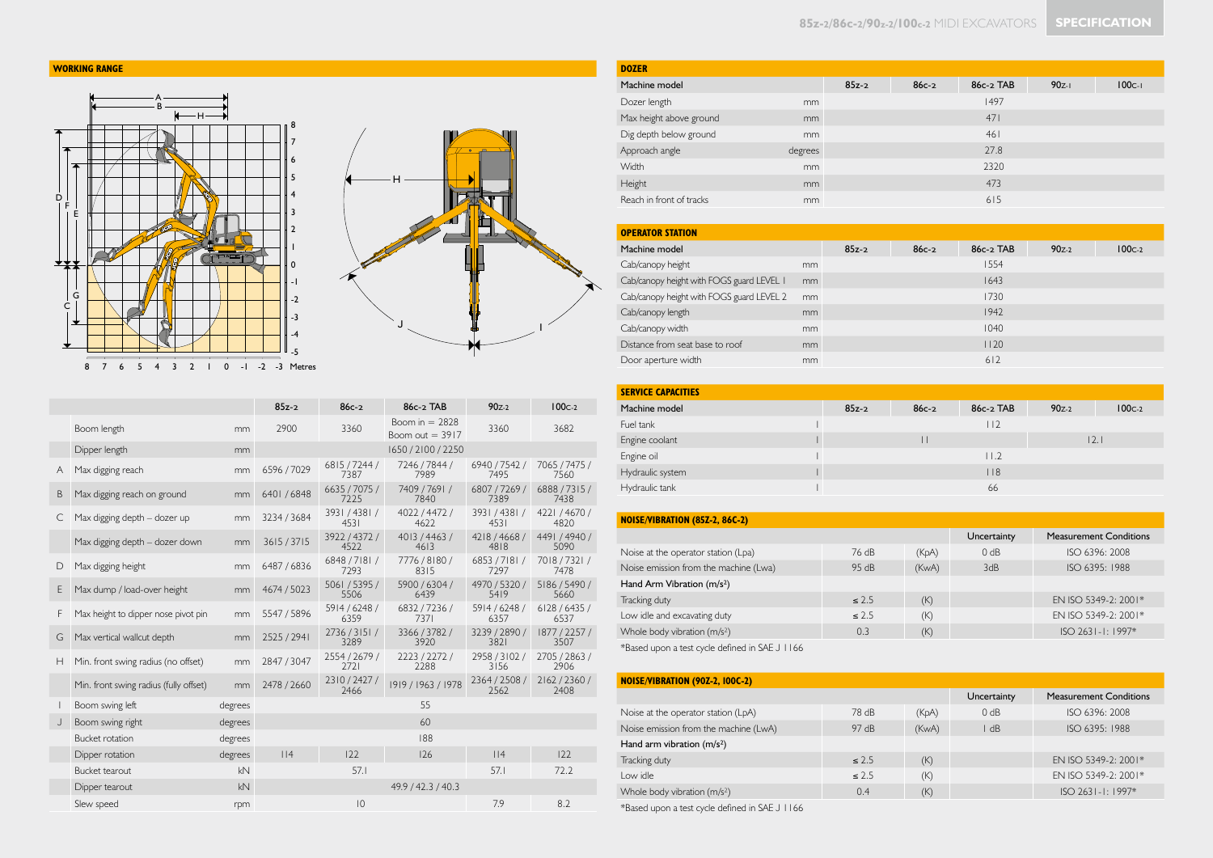## WORKING RANGE

| | | | 85z-2 | 86c-2 | 86c-2 TAB | 90z-2 | 100c-2 |
|---|---|---|---|---|---|---|---|
| | Boom length | mm | 2900 | 3360 | Boom in = 2828 Boom out = 3917 | 3360 | 3682 |
| | Dipper length | mm | 1650 / 2100 / 2250 | | | | |
| A | Max digging reach | mm | 6596 / 7029 | 6815 / 7244 / 7387 | 7246 / 7844 / 7989 | 6940 / 7542 / 7495 | 7065 / 7475 / 7560 |
| B | Max digging reach on ground | mm | 6401 / 6848 | 6635 / 7075 / 7225 | 7409 / 7691 / 7840 | 6807 / 7269 / 7389 | 6888 / 7315 / 7438 |
| C | Max digging depth – dozer up | mm | 3234 / 3684 | 3931 / 4381 / 4531 | 4022 / 4472 / 4622 | 3931 / 4381 / 4531 | 4221 / 4670 / 4820 |
| | Max digging depth – dozer down | mm | 3615 / 3715 | 3922 / 4372 / 4522 | 4013 / 4463 / 4613 | 4218 / 4668 / 4818 | 4491 / 4940 / 5090 |
| D | Max digging height | mm | 6487 / 6836 | 6848 / 7181 / 7293 | 7776 / 8180 / 8315 | 6853 / 7181 / 7297 | 7018 / 7321 / 7478 |
| E | Max dump / load-over height | mm | 4674 / 5023 | 5061 / 5395 / 5506 | 5900 / 6304 / 6439 | 4970 / 5320 / 5419 | 5186 / 5490 / 5660 |
| F | Max height to dipper nose pivot pin | mm | 5547 / 5896 | 5914 / 6248 / 6359 | 6832 / 7236 / 7371 | 5914 / 6248 / 6357 | 6128 / 6435 / 6537 |
| G | Max vertical wallcut depth | mm | 2525 / 2941 | 2736 / 3151 / 3289 | 3366 / 3782 / 3920 | 3239 / 2890 / 3821 | 1877 / 2257 / 3507 |
| H | Min. front swing radius (no offset) | mm | 2847 / 3047 | 2554 / 2679 / 2721 | 2223 / 2272 / 2288 | 2958 / 3102 / 3156 | 2705 / 2863 / 2906 |
| | Min. front swing radius (fully offset) | mm | 2478 / 2660 | 2310 / 2427 / 2466 | 1919 / 1963 / 1978 | 2364 / 2508 / 2562 | 2162 / 2360 / 2408 |
| I | Boom swing left | degrees | 55 | | | | |
| J | Boom swing right | degrees | 60 | | | | |
| | Bucket rotation | degrees | 188 | | | | |
| | Dipper rotation | degrees | 114 | 122 | 126 | 114 | 122 |
| | Bucket tearout | kN | 57.1 | | | 57.1 | 72.2 |
| | Dipper tearout | kN | 49.9 / 42.3 / 40.3 | | | | |
| | Slew speed | rpm | 10 | | | 7.9 | 8.2 |

## DOZER

| Machine model | | 85z-2 | 86c-2 | 86c-2 TAB | 90z-1 | 100c-1 |
|---|---|---|---|---|---|---|
| Dozer length | mm | 1497 | | | | |
| Max height above ground | mm | 471 | | | | |
| Dig depth below ground | mm | 461 | | | | |
| Approach angle | degrees | 27.8 | | | | |
| Width | mm | 2320 | | | | |
| Height | mm | 473 | | | | |
| Reach in front of tracks | mm | 615 | | | | |

## OPERATOR STATION

| Machine model | | 85z-2 | 86c-2 | 86c-2 TAB | 90z-2 | 100c-2 |
|---|---|---|---|---|---|---|
| Cab/canopy height | mm | 1554 | | | | |
| Cab/canopy height with FOGS guard LEVEL 1 | mm | 1643 | | | | |
| Cab/canopy height with FOGS guard LEVEL 2 | mm | 1730 | | | | |
| Cab/canopy length | mm | 1942 | | | | |
| Cab/canopy width | mm | 1040 | | | | |
| Distance from seat base to roof | mm | 1120 | | | | |
| Door aperture width | mm | 612 | | | | |

## SERVICE CAPACITIES

| Machine model | | 85z-2 | 86c-2 | 86c-2 TAB | 90z-2 | 100c-2 |
|---|---|---|---|---|---|---|
| Fuel tank | l | 112 | | | | |
| Engine coolant | l | 11 | | | 12.1 | |
| Engine oil | l | 11.2 | | | | |
| Hydraulic system | l | 118 | | | | |
| Hydraulic tank | l | 66 | | | | |

## NOISE/VIBRATION (85Z-2, 86C-2)

| | | | Uncertainty | Measurement Conditions |
|---|---|---|---|---|
| Noise at the operator station (Lpa) | 76 dB | (KpA) | 0 dB | ISO 6396: 2008 |
| Noise emission from the machine (Lwa) | 95 dB | (KwA) | 3dB | ISO 6395: 1988 |
| Hand Arm Vibration (m/s²) | | | | |
| Tracking duty | ≤ 2.5 | (K) | | EN ISO 5349-2: 2001* |
| Low idle and excavating duty | ≤ 2.5 | (K) | | EN ISO 5349-2: 2001* |
| Whole body vibration (m/s²) | 0.3 | (K) | | ISO 2631-1: 1997* |

*Based upon a test cycle defined in SAE J 1166

## NOISE/VIBRATION (90Z-2, 100C-2)

| | | | Uncertainty | Measurement Conditions |
|---|---|---|---|---|
| Noise at the operator station (LpA) | 78 dB | (KpA) | 0 dB | ISO 6396: 2008 |
| Noise emission from the machine (LwA) | 97 dB | (KwA) | 1 dB | ISO 6395: 1988 |
| Hand arm vibration (m/s²) | | | | |
| Tracking duty | ≤ 2.5 | (K) | | EN ISO 5349-2: 2001* |
| Low idle | ≤ 2.5 | (K) | | EN ISO 5349-2: 2001* |
| Whole body vibration (m/s²) | 0.4 | (K) | | ISO 2631-1: 1997* |

*Based upon a test cycle defined in SAE J 1166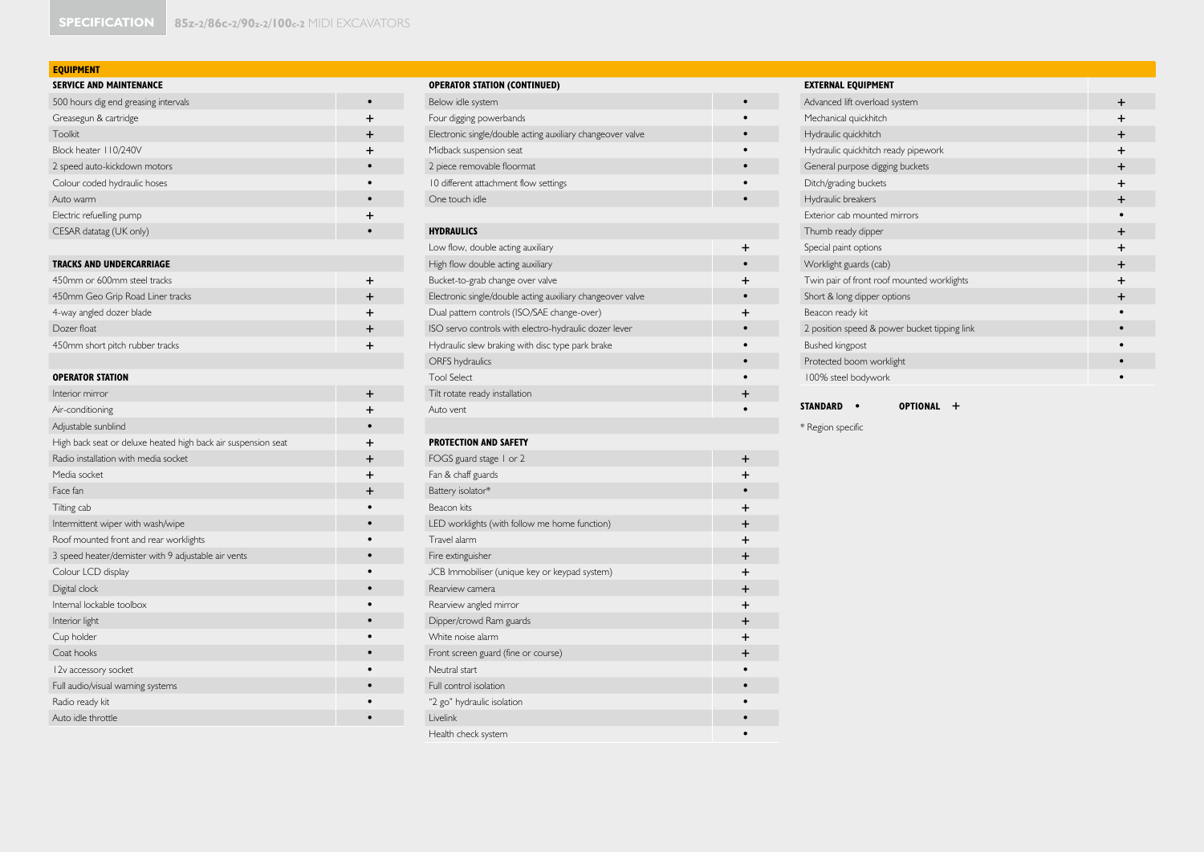## SPECIFICATION 85z-2/86c-2/90z-2/100c-2 MIDI EXCAVATORS

### EQUIPMENT

| SERVICE AND MAINTENANCE | |
|---|---|
| 500 hours dig end greasing intervals | • |
| Greasegun & cartridge | + |
| Toolkit | + |
| Block heater 110/240V | + |
| 2 speed auto-kickdown motors | • |
| Colour coded hydraulic hoses | • |
| Auto warm | • |
| Electric refuelling pump | + |
| CESAR datatag (UK only) | • |

| TRACKS AND UNDERCARRIAGE | |
|---|---|
| 450mm or 600mm steel tracks | + |
| 450mm Geo Grip Road Liner tracks | + |
| 4-way angled dozer blade | + |
| Dozer float | + |
| 450mm short pitch rubber tracks | + |

| OPERATOR STATION | |
|---|---|
| Interior mirror | + |
| Air-conditioning | + |
| Adjustable sunblind | • |
| High back seat or deluxe heated high back air suspension seat | + |
| Radio installation with media socket | + |
| Media socket | + |
| Face fan | + |
| Tilting cab | • |
| Intermittent wiper with wash/wipe | • |
| Roof mounted front and rear worklights | • |
| 3 speed heater/demister with 9 adjustable air vents | • |
| Colour LCD display | • |
| Digital clock | • |
| Internal lockable toolbox | • |
| Interior light | • |
| Cup holder | • |
| Coat hooks | • |
| 12v accessory socket | • |
| Full audio/visual warning systems | • |
| Radio ready kit | • |
| Auto idle throttle | • |

| OPERATOR STATION (CONTINUED) | |
|---|---|
| Below idle system | • |
| Four digging powerbands | • |
| Electronic single/double acting auxiliary changeover valve | • |
| Midback suspension seat | • |
| 2 piece removable floormat | • |
| 10 different attachment flow settings | • |
| One touch idle | • |

| HYDRAULICS | |
|---|---|
| Low flow, double acting auxiliary | + |
| High flow double acting auxiliary | • |
| Bucket-to-grab change over valve | + |
| Electronic single/double acting auxiliary changeover valve | • |
| Dual pattern controls (ISO/SAE change-over) | + |
| ISO servo controls with electro-hydraulic dozer lever | • |
| Hydraulic slew braking with disc type park brake | • |
| ORFS hydraulics | • |
| Tool Select | • |
| Tilt rotate ready installation | + |
| Auto vent | • |

| PROTECTION AND SAFETY | |
|---|---|
| FOGS guard stage 1 or 2 | + |
| Fan & chaff guards | + |
| Battery isolator* | • |
| Beacon kits | + |
| LED worklights (with follow me home function) | + |
| Travel alarm | + |
| Fire extinguisher | + |
| JCB Immobiliser (unique key or keypad system) | + |
| Rearview camera | + |
| Rearview angled mirror | + |
| Dipper/crowd Ram guards | + |
| White noise alarm | + |
| Front screen guard (fine or course) | + |
| Neutral start | • |
| Full control isolation | • |
| "2 go" hydraulic isolation | • |
| Livelink | • |
| Health check system | • |

| EXTERNAL EQUIPMENT | |
|---|---|
| Advanced lift overload system | + |
| Mechanical quickhitch | + |
| Hydraulic quickhitch | + |
| Hydraulic quickhitch ready pipework | + |
| General purpose digging buckets | + |
| Ditch/grading buckets | + |
| Hydraulic breakers | + |
| Exterior cab mounted mirrors | • |
| Thumb ready dipper | + |
| Special paint options | + |
| Worklight guards (cab) | + |
| Twin pair of front roof mounted worklights | + |
| Short & long dipper options | + |
| Beacon ready kit | • |
| 2 position speed & power bucket tipping link | • |
| Bushed kingpost | • |
| Protected boom worklight | • |
| 100% steel bodywork | • |

**STANDARD** • **OPTIONAL** +

* Region specific